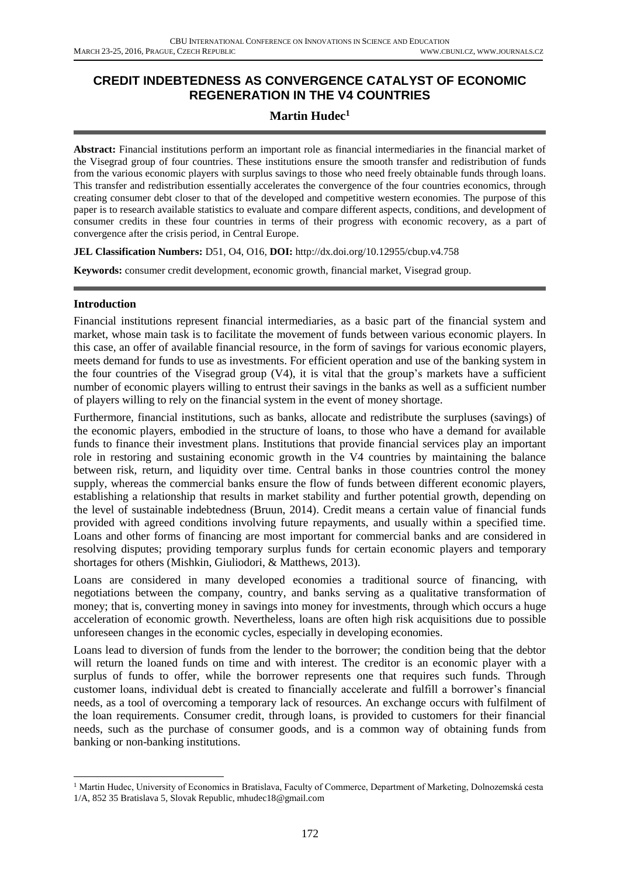# CREDIT INDEBTEDNESS AS CONVERGENCE CATALYST OF ECONOMIC REGENERATION IN THE V4 COUNTRIES

**Martin Hudec**[1]

**Abstract:** Financial institutions perform an important role as financial intermediaries in the financial market of the Visegrad group of four countries. These institutions ensure the smooth transfer and redistribution of funds from the various economic players with surplus savings to those who need freely obtainable funds through loans. This transfer and redistribution essentially accelerates the convergence of the four countries economics, through creating consumer debt closer to that of the developed and competitive western economies. The purpose of this paper is to research available statistics to evaluate and compare different aspects, conditions, and development of consumer credits in these four countries in terms of their progress with economic recovery, as a part of convergence after the crisis period, in Central Europe.

**JEL Classification Numbers:** D51, O4, O16, **DOI:** http://dx.doi.org/10.12955/cbup.v4.758

**Keywords:** consumer credit development, economic growth, financial market, Visegrad group.

## Introduction

Financial institutions represent financial intermediaries, as a basic part of the financial system and market, whose main task is to facilitate the movement of funds between various economic players. In this case, an offer of available financial resource, in the form of savings for various economic players, meets demand for funds to use as investments. For efficient operation and use of the banking system in the four countries of the Visegrad group (V4), it is vital that the group's markets have a sufficient number of economic players willing to entrust their savings in the banks as well as a sufficient number of players willing to rely on the financial system in the event of money shortage.

Furthermore, financial institutions, such as banks, allocate and redistribute the surpluses (savings) of the economic players, embodied in the structure of loans, to those who have a demand for available funds to finance their investment plans. Institutions that provide financial services play an important role in restoring and sustaining economic growth in the V4 countries by maintaining the balance between risk, return, and liquidity over time. Central banks in those countries control the money supply, whereas the commercial banks ensure the flow of funds between different economic players, establishing a relationship that results in market stability and further potential growth, depending on the level of sustainable indebtedness (Bruun, 2014). Credit means a certain value of financial funds provided with agreed conditions involving future repayments, and usually within a specified time. Loans and other forms of financing are most important for commercial banks and are considered in resolving disputes; providing temporary surplus funds for certain economic players and temporary shortages for others (Mishkin, Giuliodori, & Matthews, 2013).

Loans are considered in many developed economies a traditional source of financing, with negotiations between the company, country, and banks serving as a qualitative transformation of money; that is, converting money in savings into money for investments, through which occurs a huge acceleration of economic growth. Nevertheless, loans are often high risk acquisitions due to possible unforeseen changes in the economic cycles, especially in developing economies.

Loans lead to diversion of funds from the lender to the borrower; the condition being that the debtor will return the loaned funds on time and with interest. The creditor is an economic player with a surplus of funds to offer, while the borrower represents one that requires such funds. Through customer loans, individual debt is created to financially accelerate and fulfill a borrower's financial needs, as a tool of overcoming a temporary lack of resources. An exchange occurs with fulfilment of the loan requirements. Consumer credit, through loans, is provided to customers for their financial needs, such as the purchase of consumer goods, and is a common way of obtaining funds from banking or non-banking institutions.

[1] Martin Hudec, University of Economics in Bratislava, Faculty of Commerce, Department of Marketing, Dolnozemská cesta 1/A, 852 35 Bratislava 5, Slovak Republic, mhudec18@gmail.com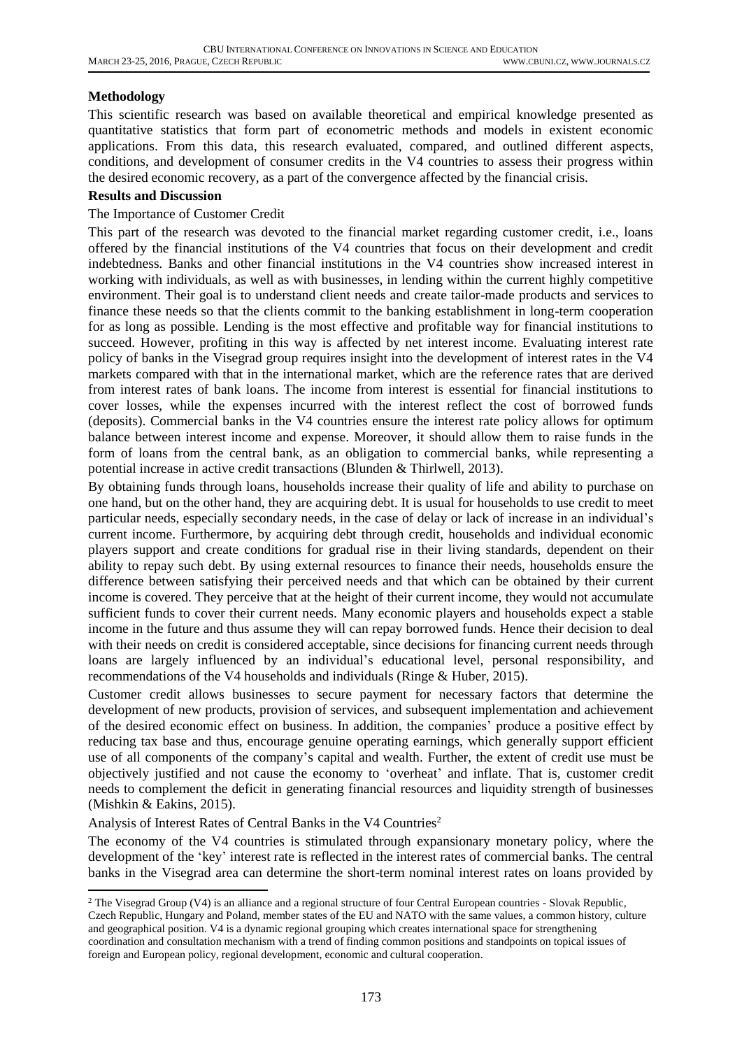## Methodology

This scientific research was based on available theoretical and empirical knowledge presented as quantitative statistics that form part of econometric methods and models in existent economic applications. From this data, this research evaluated, compared, and outlined different aspects, conditions, and development of consumer credits in the V4 countries to assess their progress within the desired economic recovery, as a part of the convergence affected by the financial crisis.

## Results and Discussion

### The Importance of Customer Credit

This part of the research was devoted to the financial market regarding customer credit, i.e., loans offered by the financial institutions of the V4 countries that focus on their development and credit indebtedness. Banks and other financial institutions in the V4 countries show increased interest in working with individuals, as well as with businesses, in lending within the current highly competitive environment. Their goal is to understand client needs and create tailor-made products and services to finance these needs so that the clients commit to the banking establishment in long-term cooperation for as long as possible. Lending is the most effective and profitable way for financial institutions to succeed. However, profiting in this way is affected by net interest income. Evaluating interest rate policy of banks in the Visegrad group requires insight into the development of interest rates in the V4 markets compared with that in the international market, which are the reference rates that are derived from interest rates of bank loans. The income from interest is essential for financial institutions to cover losses, while the expenses incurred with the interest reflect the cost of borrowed funds (deposits). Commercial banks in the V4 countries ensure the interest rate policy allows for optimum balance between interest income and expense. Moreover, it should allow them to raise funds in the form of loans from the central bank, as an obligation to commercial banks, while representing a potential increase in active credit transactions (Blunden & Thirlwell, 2013).

By obtaining funds through loans, households increase their quality of life and ability to purchase on one hand, but on the other hand, they are acquiring debt. It is usual for households to use credit to meet particular needs, especially secondary needs, in the case of delay or lack of increase in an individual's current income. Furthermore, by acquiring debt through credit, households and individual economic players support and create conditions for gradual rise in their living standards, dependent on their ability to repay such debt. By using external resources to finance their needs, households ensure the difference between satisfying their perceived needs and that which can be obtained by their current income is covered. They perceive that at the height of their current income, they would not accumulate sufficient funds to cover their current needs. Many economic players and households expect a stable income in the future and thus assume they will can repay borrowed funds. Hence their decision to deal with their needs on credit is considered acceptable, since decisions for financing current needs through loans are largely influenced by an individual's educational level, personal responsibility, and recommendations of the V4 households and individuals (Ringe & Huber, 2015).

Customer credit allows businesses to secure payment for necessary factors that determine the development of new products, provision of services, and subsequent implementation and achievement of the desired economic effect on business. In addition, the companies' produce a positive effect by reducing tax base and thus, encourage genuine operating earnings, which generally support efficient use of all components of the company's capital and wealth. Further, the extent of credit use must be objectively justified and not cause the economy to 'overheat' and inflate. That is, customer credit needs to complement the deficit in generating financial resources and liquidity strength of businesses (Mishkin & Eakins, 2015).

### Analysis of Interest Rates of Central Banks in the V4 Countries[2]

The economy of the V4 countries is stimulated through expansionary monetary policy, where the development of the 'key' interest rate is reflected in the interest rates of commercial banks. The central banks in the Visegrad area can determine the short-term nominal interest rates on loans provided by

---

[2] The Visegrad Group (V4) is an alliance and a regional structure of four Central European countries - Slovak Republic, Czech Republic, Hungary and Poland, member states of the EU and NATO with the same values, a common history, culture and geographical position. V4 is a dynamic regional grouping which creates international space for strengthening coordination and consultation mechanism with a trend of finding common positions and standpoints on topical issues of foreign and European policy, regional development, economic and cultural cooperation.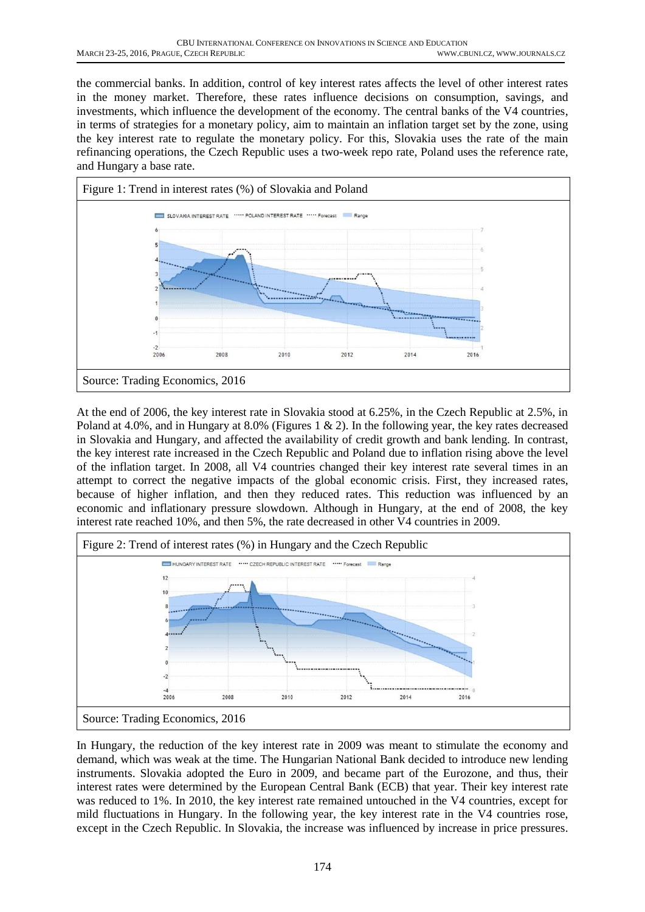the commercial banks. In addition, control of key interest rates affects the level of other interest rates in the money market. Therefore, these rates influence decisions on consumption, savings, and investments, which influence the development of the economy. The central banks of the V4 countries, in terms of strategies for a monetary policy, aim to maintain an inflation target set by the zone, using the key interest rate to regulate the monetary policy. For this, Slovakia uses the rate of the main refinancing operations, the Czech Republic uses a two-week repo rate, Poland uses the reference rate, and Hungary a base rate.

Figure 1: Trend in interest rates (%) of Slovakia and Poland

Source: Trading Economics, 2016

At the end of 2006, the key interest rate in Slovakia stood at 6.25%, in the Czech Republic at 2.5%, in Poland at 4.0%, and in Hungary at 8.0% (Figures 1 & 2). In the following year, the key rates decreased in Slovakia and Hungary, and affected the availability of credit growth and bank lending. In contrast, the key interest rate increased in the Czech Republic and Poland due to inflation rising above the level of the inflation target. In 2008, all V4 countries changed their key interest rate several times in an attempt to correct the negative impacts of the global economic crisis. First, they increased rates, because of higher inflation, and then they reduced rates. This reduction was influenced by an economic and inflationary pressure slowdown. Although in Hungary, at the end of 2008, the key interest rate reached 10%, and then 5%, the rate decreased in other V4 countries in 2009.

Figure 2: Trend of interest rates (%) in Hungary and the Czech Republic

Source: Trading Economics, 2016

In Hungary, the reduction of the key interest rate in 2009 was meant to stimulate the economy and demand, which was weak at the time. The Hungarian National Bank decided to introduce new lending instruments. Slovakia adopted the Euro in 2009, and became part of the Eurozone, and thus, their interest rates were determined by the European Central Bank (ECB) that year. Their key interest rate was reduced to 1%. In 2010, the key interest rate remained untouched in the V4 countries, except for mild fluctuations in Hungary. In the following year, the key interest rate in the V4 countries rose, except in the Czech Republic. In Slovakia, the increase was influenced by increase in price pressures.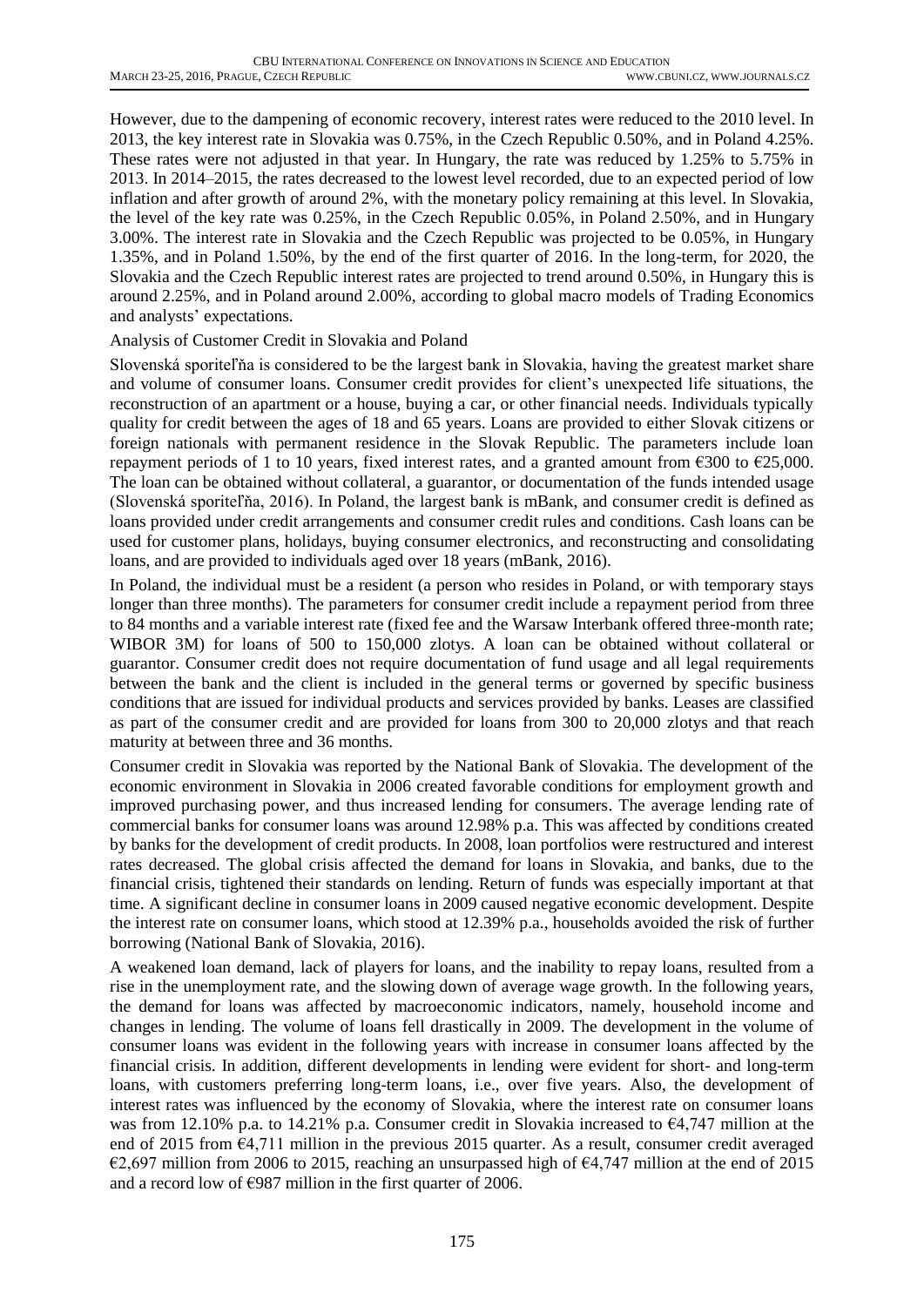However, due to the dampening of economic recovery, interest rates were reduced to the 2010 level. In 2013, the key interest rate in Slovakia was 0.75%, in the Czech Republic 0.50%, and in Poland 4.25%. These rates were not adjusted in that year. In Hungary, the rate was reduced by 1.25% to 5.75% in 2013. In 2014–2015, the rates decreased to the lowest level recorded, due to an expected period of low inflation and after growth of around 2%, with the monetary policy remaining at this level. In Slovakia, the level of the key rate was 0.25%, in the Czech Republic 0.05%, in Poland 2.50%, and in Hungary 3.00%. The interest rate in Slovakia and the Czech Republic was projected to be 0.05%, in Hungary 1.35%, and in Poland 1.50%, by the end of the first quarter of 2016. In the long-term, for 2020, the Slovakia and the Czech Republic interest rates are projected to trend around 0.50%, in Hungary this is around 2.25%, and in Poland around 2.00%, according to global macro models of Trading Economics and analysts' expectations.

## Analysis of Customer Credit in Slovakia and Poland

Slovenská sporiteľňa is considered to be the largest bank in Slovakia, having the greatest market share and volume of consumer loans. Consumer credit provides for client's unexpected life situations, the reconstruction of an apartment or a house, buying a car, or other financial needs. Individuals typically quality for credit between the ages of 18 and 65 years. Loans are provided to either Slovak citizens or foreign nationals with permanent residence in the Slovak Republic. The parameters include loan repayment periods of 1 to 10 years, fixed interest rates, and a granted amount from €300 to €25,000. The loan can be obtained without collateral, a guarantor, or documentation of the funds intended usage (Slovenská sporiteľňa, 2016). In Poland, the largest bank is mBank, and consumer credit is defined as loans provided under credit arrangements and consumer credit rules and conditions. Cash loans can be used for customer plans, holidays, buying consumer electronics, and reconstructing and consolidating loans, and are provided to individuals aged over 18 years (mBank, 2016).

In Poland, the individual must be a resident (a person who resides in Poland, or with temporary stays longer than three months). The parameters for consumer credit include a repayment period from three to 84 months and a variable interest rate (fixed fee and the Warsaw Interbank offered three-month rate; WIBOR 3M) for loans of 500 to 150,000 zlotys. A loan can be obtained without collateral or guarantor. Consumer credit does not require documentation of fund usage and all legal requirements between the bank and the client is included in the general terms or governed by specific business conditions that are issued for individual products and services provided by banks. Leases are classified as part of the consumer credit and are provided for loans from 300 to 20,000 zlotys and that reach maturity at between three and 36 months.

Consumer credit in Slovakia was reported by the National Bank of Slovakia. The development of the economic environment in Slovakia in 2006 created favorable conditions for employment growth and improved purchasing power, and thus increased lending for consumers. The average lending rate of commercial banks for consumer loans was around 12.98% p.a. This was affected by conditions created by banks for the development of credit products. In 2008, loan portfolios were restructured and interest rates decreased. The global crisis affected the demand for loans in Slovakia, and banks, due to the financial crisis, tightened their standards on lending. Return of funds was especially important at that time. A significant decline in consumer loans in 2009 caused negative economic development. Despite the interest rate on consumer loans, which stood at 12.39% p.a., households avoided the risk of further borrowing (National Bank of Slovakia, 2016).

A weakened loan demand, lack of players for loans, and the inability to repay loans, resulted from a rise in the unemployment rate, and the slowing down of average wage growth. In the following years, the demand for loans was affected by macroeconomic indicators, namely, household income and changes in lending. The volume of loans fell drastically in 2009. The development in the volume of consumer loans was evident in the following years with increase in consumer loans affected by the financial crisis. In addition, different developments in lending were evident for short- and long-term loans, with customers preferring long-term loans, i.e., over five years. Also, the development of interest rates was influenced by the economy of Slovakia, where the interest rate on consumer loans was from 12.10% p.a. to 14.21% p.a. Consumer credit in Slovakia increased to €4,747 million at the end of 2015 from €4,711 million in the previous 2015 quarter. As a result, consumer credit averaged €2,697 million from 2006 to 2015, reaching an unsurpassed high of €4,747 million at the end of 2015 and a record low of €987 million in the first quarter of 2006.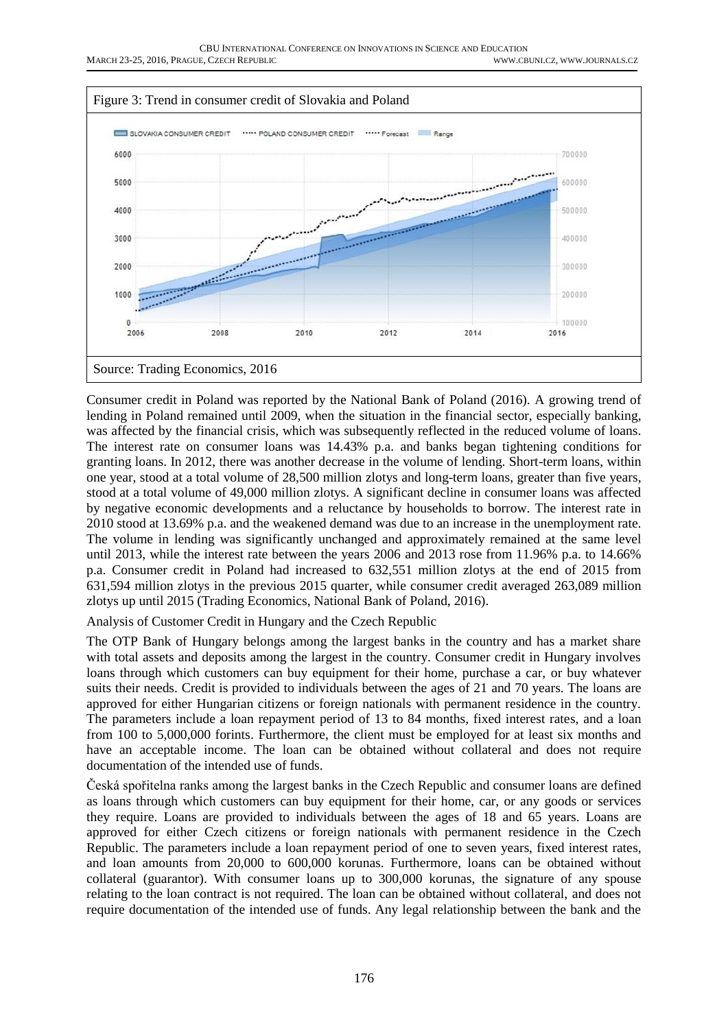Figure 3: Trend in consumer credit of Slovakia and Poland

Source: Trading Economics, 2016

Consumer credit in Poland was reported by the National Bank of Poland (2016). A growing trend of lending in Poland remained until 2009, when the situation in the financial sector, especially banking, was affected by the financial crisis, which was subsequently reflected in the reduced volume of loans. The interest rate on consumer loans was 14.43% p.a. and banks began tightening conditions for granting loans. In 2012, there was another decrease in the volume of lending. Short-term loans, within one year, stood at a total volume of 28,500 million zlotys and long-term loans, greater than five years, stood at a total volume of 49,000 million zlotys. A significant decline in consumer loans was affected by negative economic developments and a reluctance by households to borrow. The interest rate in 2010 stood at 13.69% p.a. and the weakened demand was due to an increase in the unemployment rate. The volume in lending was significantly unchanged and approximately remained at the same level until 2013, while the interest rate between the years 2006 and 2013 rose from 11.96% p.a. to 14.66% p.a. Consumer credit in Poland had increased to 632,551 million zlotys at the end of 2015 from 631,594 million zlotys in the previous 2015 quarter, while consumer credit averaged 263,089 million zlotys up until 2015 (Trading Economics, National Bank of Poland, 2016).

Analysis of Customer Credit in Hungary and the Czech Republic

The OTP Bank of Hungary belongs among the largest banks in the country and has a market share with total assets and deposits among the largest in the country. Consumer credit in Hungary involves loans through which customers can buy equipment for their home, purchase a car, or buy whatever suits their needs. Credit is provided to individuals between the ages of 21 and 70 years. The loans are approved for either Hungarian citizens or foreign nationals with permanent residence in the country. The parameters include a loan repayment period of 13 to 84 months, fixed interest rates, and a loan from 100 to 5,000,000 forints. Furthermore, the client must be employed for at least six months and have an acceptable income. The loan can be obtained without collateral and does not require documentation of the intended use of funds.

Česká spořitelna ranks among the largest banks in the Czech Republic and consumer loans are defined as loans through which customers can buy equipment for their home, car, or any goods or services they require. Loans are provided to individuals between the ages of 18 and 65 years. Loans are approved for either Czech citizens or foreign nationals with permanent residence in the Czech Republic. The parameters include a loan repayment period of one to seven years, fixed interest rates, and loan amounts from 20,000 to 600,000 korunas. Furthermore, loans can be obtained without collateral (guarantor). With consumer loans up to 300,000 korunas, the signature of any spouse relating to the loan contract is not required. The loan can be obtained without collateral, and does not require documentation of the intended use of funds. Any legal relationship between the bank and the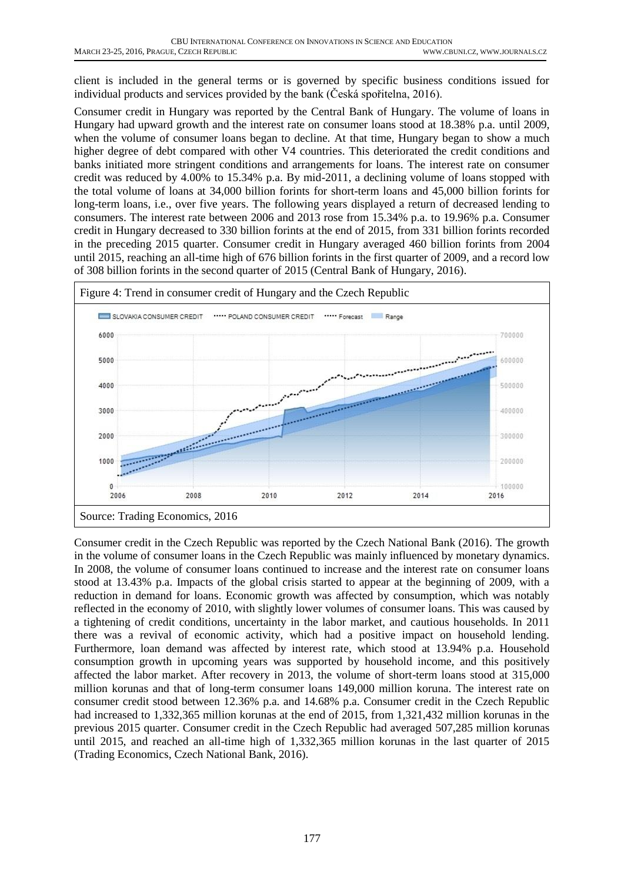client is included in the general terms or is governed by specific business conditions issued for individual products and services provided by the bank (Česká spořitelna, 2016).

Consumer credit in Hungary was reported by the Central Bank of Hungary. The volume of loans in Hungary had upward growth and the interest rate on consumer loans stood at 18.38% p.a. until 2009, when the volume of consumer loans began to decline. At that time, Hungary began to show a much higher degree of debt compared with other V4 countries. This deteriorated the credit conditions and banks initiated more stringent conditions and arrangements for loans. The interest rate on consumer credit was reduced by 4.00% to 15.34% p.a. By mid-2011, a declining volume of loans stopped with the total volume of loans at 34,000 billion forints for short-term loans and 45,000 billion forints for long-term loans, i.e., over five years. The following years displayed a return of decreased lending to consumers. The interest rate between 2006 and 2013 rose from 15.34% p.a. to 19.96% p.a. Consumer credit in Hungary decreased to 330 billion forints at the end of 2015, from 331 billion forints recorded in the preceding 2015 quarter. Consumer credit in Hungary averaged 460 billion forints from 2004 until 2015, reaching an all-time high of 676 billion forints in the first quarter of 2009, and a record low of 308 billion forints in the second quarter of 2015 (Central Bank of Hungary, 2016).

Figure 4: Trend in consumer credit of Hungary and the Czech Republic

Source: Trading Economics, 2016

Consumer credit in the Czech Republic was reported by the Czech National Bank (2016). The growth in the volume of consumer loans in the Czech Republic was mainly influenced by monetary dynamics. In 2008, the volume of consumer loans continued to increase and the interest rate on consumer loans stood at 13.43% p.a. Impacts of the global crisis started to appear at the beginning of 2009, with a reduction in demand for loans. Economic growth was affected by consumption, which was notably reflected in the economy of 2010, with slightly lower volumes of consumer loans. This was caused by a tightening of credit conditions, uncertainty in the labor market, and cautious households. In 2011 there was a revival of economic activity, which had a positive impact on household lending. Furthermore, loan demand was affected by interest rate, which stood at 13.94% p.a. Household consumption growth in upcoming years was supported by household income, and this positively affected the labor market. After recovery in 2013, the volume of short-term loans stood at 315,000 million korunas and that of long-term consumer loans 149,000 million koruna. The interest rate on consumer credit stood between 12.36% p.a. and 14.68% p.a. Consumer credit in the Czech Republic had increased to 1,332,365 million korunas at the end of 2015, from 1,321,432 million korunas in the previous 2015 quarter. Consumer credit in the Czech Republic had averaged 507,285 million korunas until 2015, and reached an all-time high of 1,332,365 million korunas in the last quarter of 2015 (Trading Economics, Czech National Bank, 2016).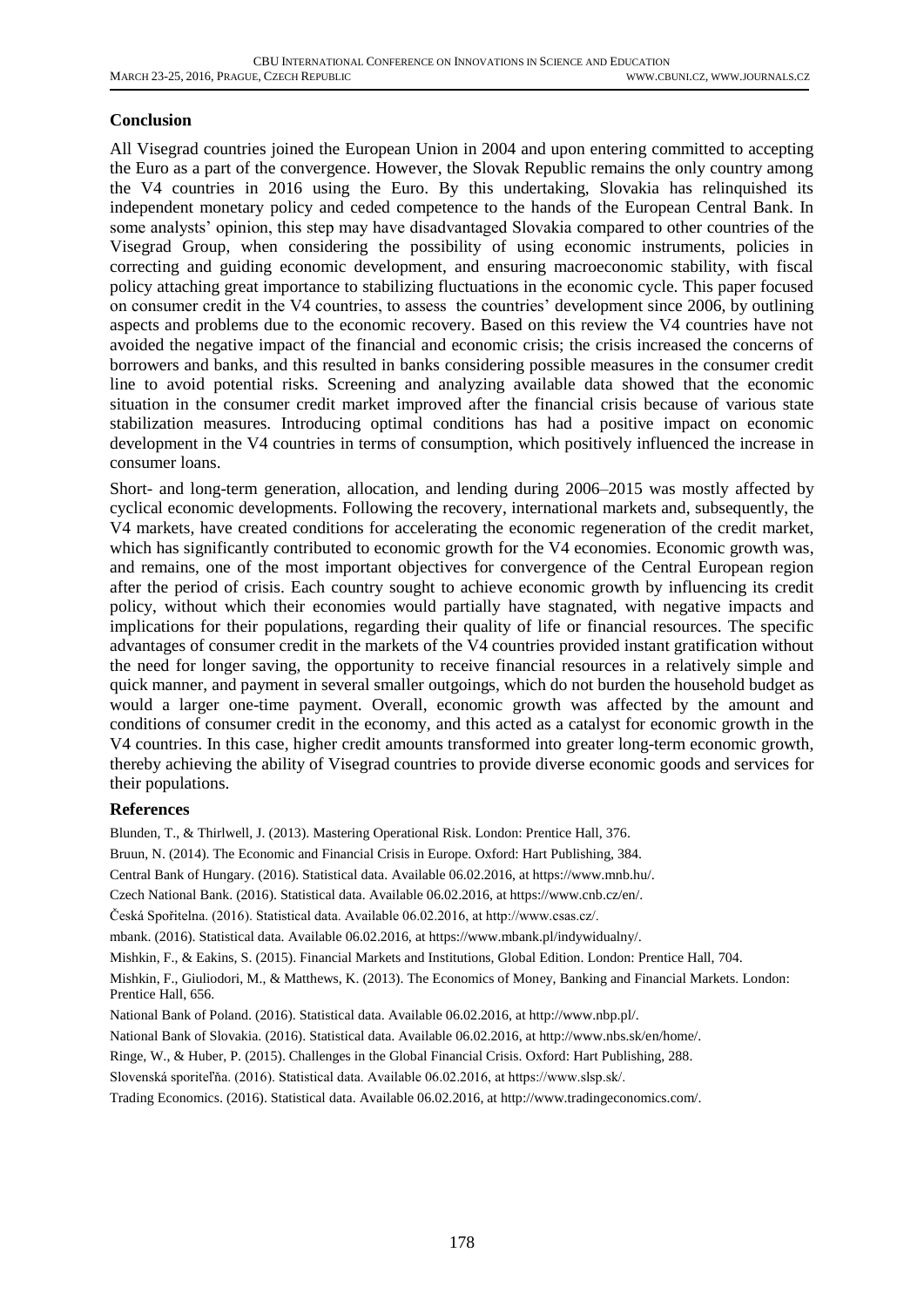## Conclusion

All Visegrad countries joined the European Union in 2004 and upon entering committed to accepting the Euro as a part of the convergence. However, the Slovak Republic remains the only country among the V4 countries in 2016 using the Euro. By this undertaking, Slovakia has relinquished its independent monetary policy and ceded competence to the hands of the European Central Bank. In some analysts' opinion, this step may have disadvantaged Slovakia compared to other countries of the Visegrad Group, when considering the possibility of using economic instruments, policies in correcting and guiding economic development, and ensuring macroeconomic stability, with fiscal policy attaching great importance to stabilizing fluctuations in the economic cycle. This paper focused on consumer credit in the V4 countries, to assess the countries' development since 2006, by outlining aspects and problems due to the economic recovery. Based on this review the V4 countries have not avoided the negative impact of the financial and economic crisis; the crisis increased the concerns of borrowers and banks, and this resulted in banks considering possible measures in the consumer credit line to avoid potential risks. Screening and analyzing available data showed that the economic situation in the consumer credit market improved after the financial crisis because of various state stabilization measures. Introducing optimal conditions has had a positive impact on economic development in the V4 countries in terms of consumption, which positively influenced the increase in consumer loans.

Short- and long-term generation, allocation, and lending during 2006–2015 was mostly affected by cyclical economic developments. Following the recovery, international markets and, subsequently, the V4 markets, have created conditions for accelerating the economic regeneration of the credit market, which has significantly contributed to economic growth for the V4 economies. Economic growth was, and remains, one of the most important objectives for convergence of the Central European region after the period of crisis. Each country sought to achieve economic growth by influencing its credit policy, without which their economies would partially have stagnated, with negative impacts and implications for their populations, regarding their quality of life or financial resources. The specific advantages of consumer credit in the markets of the V4 countries provided instant gratification without the need for longer saving, the opportunity to receive financial resources in a relatively simple and quick manner, and payment in several smaller outgoings, which do not burden the household budget as would a larger one-time payment. Overall, economic growth was affected by the amount and conditions of consumer credit in the economy, and this acted as a catalyst for economic growth in the V4 countries. In this case, higher credit amounts transformed into greater long-term economic growth, thereby achieving the ability of Visegrad countries to provide diverse economic goods and services for their populations.

## References

Blunden, T., & Thirlwell, J. (2013). Mastering Operational Risk. London: Prentice Hall, 376.

Bruun, N. (2014). The Economic and Financial Crisis in Europe. Oxford: Hart Publishing, 384.

Central Bank of Hungary. (2016). Statistical data. Available 06.02.2016, at https://www.mnb.hu/.

Czech National Bank. (2016). Statistical data. Available 06.02.2016, at https://www.cnb.cz/en/.

Česká Spořitelna. (2016). Statistical data. Available 06.02.2016, at http://www.csas.cz/.

mbank. (2016). Statistical data. Available 06.02.2016, at https://www.mbank.pl/indywidualny/.

Mishkin, F., & Eakins, S. (2015). Financial Markets and Institutions, Global Edition. London: Prentice Hall, 704.

Mishkin, F., Giuliodori, M., & Matthews, K. (2013). The Economics of Money, Banking and Financial Markets. London: Prentice Hall, 656.

National Bank of Poland. (2016). Statistical data. Available 06.02.2016, at http://www.nbp.pl/.

National Bank of Slovakia. (2016). Statistical data. Available 06.02.2016, at http://www.nbs.sk/en/home/.

Ringe, W., & Huber, P. (2015). Challenges in the Global Financial Crisis. Oxford: Hart Publishing, 288.

Slovenská sporiteľňa. (2016). Statistical data. Available 06.02.2016, at https://www.slsp.sk/.

Trading Economics. (2016). Statistical data. Available 06.02.2016, at http://www.tradingeconomics.com/.